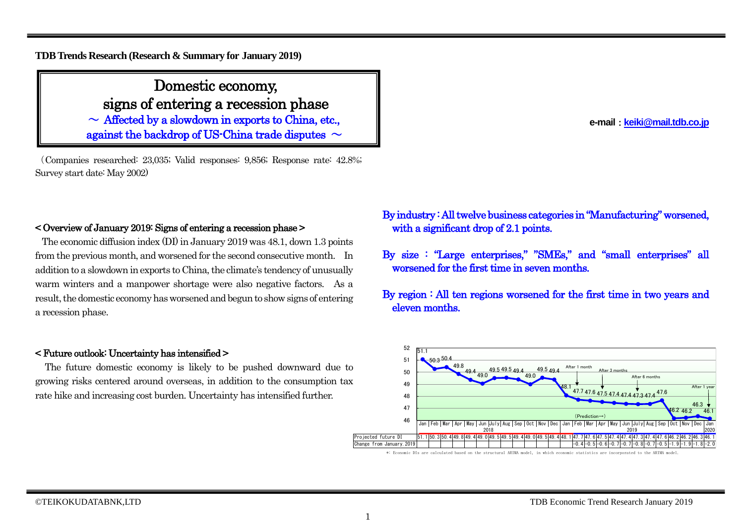**TDB Trends Research (Research & Summary for January 2019)**

# Domestic economy, signs of entering a recession phase

## ～ Affected by a slowdown in exports to China, etc., against the backdrop of US-China trade disputes ～

e-mail：keiki@mail.tdb.co.jp

（Companies researched: 23,035; Valid responses: 9,856; Response rate: 42.8%; Survey start date: May 2002）

### < Overview of January 2019: Signs of entering a recession phase >

The economic diffusion index (DI) in January 2019 was 48.1, down 1.3 points from the previous month, and worsened for the second consecutive month. In addition to a slowdown in exports to China, the climate's tendency of unusually warm winters and a manpower shortage were also negative factors. As a result, the domestic economy has worsened and begun to show signs of entering a recession phase.

### < Future outlook: Uncertainty has intensified >

The future domestic economy is likely to be pushed downward due to growing risks centered around overseas, in addition to the consumption tax rate hike and increasing cost burden. Uncertainty has intensified further.

**By industry：All twelve business categories in "Manufacturing" worsened, with a significant drop of 2.1 points.**

**By size ： "Large enterprises," "SMEs," and "small enterprises" all worsened for the first time in seven months.**

**By region：All ten regions worsened for the first time in two years and eleven months.**

| | 2018 Jan | Feb | Mar | Apr | May | Jun | July | Aug | Sep | Oct | Nov | Dec | 2019 Jan | Feb | Mar | Apr | May | Jun | July | Aug | Sep | Oct | Nov | Dec | 2020 Jan |
|---|---|---|---|---|---|---|---|---|---|---|---|---|---|---|---|---|---|---|---|---|---|---|---|---|---|
| Projected future DI | 51.1 | 50.3 | 50.4 | 49.8 | 49.4 | 49.0 | 49.5 | 49.5 | 49.4 | 49.0 | 49.5 | 49.4 | 48.1 | 47.7 | 47.6 | 47.5 | 47.4 | 47.4 | 47.3 | 47.4 | 47.6 | 46.2 | 46.2 | 46.3 | 46.1 |
| Change from January.2019 | | | | | | | | | | | | | | -0.4 | -0.5 | -0.6 | -0.7 | -0.7 | -0.8 | -0.7 | -0.5 | -1.9 | -1.9 | -1.8 | -2.0 |

(Prediction→) After 1 month; After 3 months; After 6 months; After 1 year

*: Economic DIs are calculated based on the structural ARIMA model, in which economic statistics are incorporated to the ARIMA model.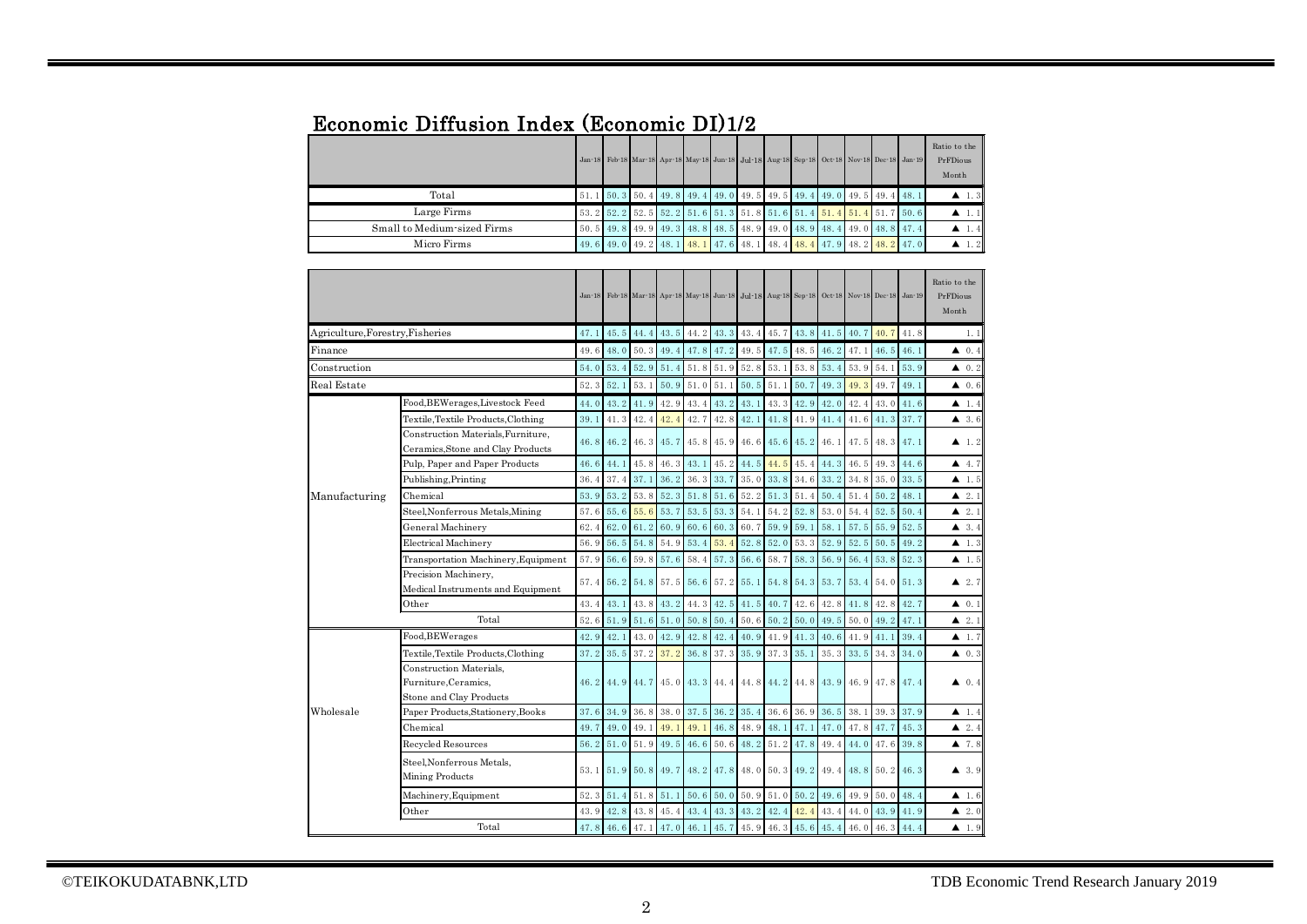## Economic Diffusion Index (Economic DI)1/2

| | Jan-18 | Feb-18 | Mar-18 | Apr-18 | May-18 | Jun-18 | Jul-18 | Aug-18 | Sep-18 | Oct-18 | Nov-18 | Dec-18 | Jan-19 | Ratio to the PrFDious Month |
|---|---|---|---|---|---|---|---|---|---|---|---|---|---|---|
| Total | 51.1 | 50.3 | 50.4 | 49.8 | 49.4 | 49.0 | 49.5 | 49.5 | 49.4 | 49.0 | 49.5 | 49.4 | 48.1 | ▲ 1.3 |
| Large Firms | 53.2 | 52.2 | 52.5 | 52.2 | 51.6 | 51.3 | 51.8 | 51.6 | 51.4 | 51.4 | 51.4 | 51.7 | 50.6 | ▲ 1.1 |
| Small to Medium-sized Firms | 50.5 | 49.8 | 49.9 | 49.3 | 48.8 | 48.5 | 48.9 | 49.0 | 48.9 | 48.4 | 49.0 | 48.8 | 47.4 | ▲ 1.4 |
| Micro Firms | 49.6 | 49.0 | 49.2 | 48.1 | 48.1 | 47.6 | 48.1 | 48.4 | 48.4 | 47.9 | 48.2 | 48.2 | 47.0 | ▲ 1.2 |

| | | Jan-18 | Feb-18 | Mar-18 | Apr-18 | May-18 | Jun-18 | Jul-18 | Aug-18 | Sep-18 | Oct-18 | Nov-18 | Dec-18 | Jan-19 | Ratio to the PrFDious Month |
|---|---|---|---|---|---|---|---|---|---|---|---|---|---|---|---|
| Agriculture,Forestry,Fisheries | | 47.1 | 45.5 | 44.4 | 43.5 | 44.2 | 43.3 | 43.4 | 45.7 | 43.8 | 41.5 | 40.7 | 40.7 | 41.8 | 1.1 |
| Finance | | 49.6 | 48.0 | 50.3 | 49.4 | 47.8 | 47.2 | 49.5 | 47.5 | 48.5 | 46.2 | 47.1 | 46.5 | 46.1 | ▲ 0.4 |
| Construction | | 54.0 | 53.4 | 52.9 | 51.4 | 51.8 | 51.9 | 52.8 | 53.1 | 53.8 | 53.4 | 53.9 | 54.1 | 53.9 | ▲ 0.2 |
| Real Estate | | 52.3 | 52.1 | 53.1 | 50.9 | 51.0 | 51.1 | 50.5 | 51.1 | 50.7 | 49.3 | 49.3 | 49.7 | 49.1 | ▲ 0.6 |
| Manufacturing | Food,BEWerages,Livestock Feed | 44.0 | 43.2 | 41.9 | 42.9 | 43.4 | 43.2 | 43.1 | 43.3 | 42.9 | 42.0 | 42.4 | 43.0 | 41.6 | ▲ 1.4 |
| | Textile,Textile Products,Clothing | 39.1 | 41.3 | 42.4 | 42.4 | 42.7 | 42.8 | 42.1 | 41.8 | 41.9 | 41.4 | 41.6 | 41.3 | 37.7 | ▲ 3.6 |
| | Construction Materials,Furniture, Ceramics,Stone and Clay Products | 46.8 | 46.2 | 46.3 | 45.7 | 45.8 | 45.9 | 46.6 | 45.6 | 45.2 | 46.1 | 47.5 | 48.3 | 47.1 | ▲ 1.2 |
| | Pulp, Paper and Paper Products | 46.6 | 44.1 | 45.8 | 46.3 | 43.1 | 45.2 | 44.5 | 44.5 | 45.4 | 44.3 | 46.5 | 49.3 | 44.6 | ▲ 4.7 |
| | Publishing,Printing | 36.4 | 37.4 | 37.1 | 36.2 | 36.3 | 33.7 | 35.0 | 33.8 | 34.6 | 33.2 | 34.8 | 35.0 | 33.5 | ▲ 1.5 |
| | Chemical | 53.9 | 53.2 | 53.8 | 52.3 | 51.8 | 51.6 | 52.2 | 51.3 | 51.4 | 50.4 | 51.4 | 50.2 | 48.1 | ▲ 2.1 |
| | Steel,Nonferrous Metals,Mining | 57.6 | 55.6 | 55.6 | 53.7 | 53.5 | 53.3 | 54.1 | 54.2 | 52.8 | 53.0 | 54.4 | 52.5 | 50.4 | ▲ 2.1 |
| | General Machinery | 62.4 | 62.0 | 61.2 | 60.9 | 60.6 | 60.3 | 60.7 | 59.9 | 59.1 | 58.1 | 57.5 | 55.9 | 52.5 | ▲ 3.4 |
| | Electrical Machinery | 56.9 | 56.5 | 54.8 | 54.9 | 53.4 | 53.4 | 52.8 | 52.0 | 53.3 | 52.9 | 52.5 | 50.5 | 49.2 | ▲ 1.3 |
| | Transportation Machinery,Equipment | 57.9 | 56.6 | 59.8 | 57.6 | 58.4 | 57.3 | 56.6 | 58.7 | 58.3 | 56.9 | 56.4 | 53.8 | 52.3 | ▲ 1.5 |
| | Precision Machinery, Medical Instruments and Equipment | 57.4 | 56.2 | 54.8 | 57.5 | 56.6 | 57.2 | 55.1 | 54.8 | 54.3 | 53.7 | 53.4 | 54.0 | 51.3 | ▲ 2.7 |
| | Other | 43.4 | 43.1 | 43.8 | 43.2 | 44.3 | 42.5 | 41.5 | 40.7 | 42.6 | 42.8 | 41.8 | 42.8 | 42.7 | ▲ 0.1 |
| | Total | 52.6 | 51.9 | 51.6 | 51.0 | 50.8 | 50.4 | 50.6 | 50.2 | 50.0 | 49.5 | 50.0 | 49.2 | 47.1 | ▲ 2.1 |
| Wholesale | Food,BEWerages | 42.9 | 42.1 | 43.0 | 42.9 | 42.8 | 42.4 | 40.9 | 41.9 | 41.3 | 40.6 | 41.9 | 41.1 | 39.4 | ▲ 1.7 |
| | Textile,Textile Products,Clothing | 37.2 | 35.5 | 37.2 | 37.2 | 36.8 | 37.3 | 35.9 | 37.3 | 35.1 | 35.3 | 33.5 | 34.3 | 34.0 | ▲ 0.3 |
| | Construction Materials, Furniture,Ceramics, Stone and Clay Products | 46.2 | 44.9 | 44.7 | 45.0 | 43.3 | 44.4 | 44.8 | 44.2 | 44.8 | 43.9 | 46.9 | 47.8 | 47.4 | ▲ 0.4 |
| | Paper Products,Stationery,Books | 37.6 | 34.9 | 36.8 | 38.0 | 37.5 | 36.2 | 35.4 | 36.6 | 36.9 | 36.5 | 38.1 | 39.3 | 37.9 | ▲ 1.4 |
| | Chemical | 49.7 | 49.0 | 49.1 | 49.1 | 49.1 | 46.8 | 48.9 | 48.1 | 47.1 | 47.0 | 47.8 | 47.7 | 45.3 | ▲ 2.4 |
| | Recycled Resources | 56.2 | 51.0 | 51.9 | 49.5 | 46.6 | 50.6 | 48.2 | 51.2 | 47.8 | 49.4 | 44.0 | 47.6 | 39.8 | ▲ 7.8 |
| | Steel,Nonferrous Metals, Mining Products | 53.1 | 51.9 | 50.8 | 49.7 | 48.2 | 47.8 | 48.0 | 50.3 | 49.2 | 49.4 | 48.8 | 50.2 | 46.3 | ▲ 3.9 |
| | Machinery,Equipment | 52.3 | 51.4 | 51.8 | 51.1 | 50.6 | 50.0 | 50.9 | 51.0 | 50.2 | 49.6 | 49.9 | 50.0 | 48.4 | ▲ 1.6 |
| | Other | 43.9 | 42.8 | 43.8 | 45.4 | 43.4 | 43.3 | 43.2 | 42.4 | 42.4 | 43.4 | 44.0 | 43.9 | 41.9 | ▲ 2.0 |
| | Total | 47.8 | 46.6 | 47.1 | 47.0 | 46.1 | 45.7 | 45.9 | 46.3 | 45.6 | 45.4 | 46.0 | 46.3 | 44.4 | ▲ 1.9 |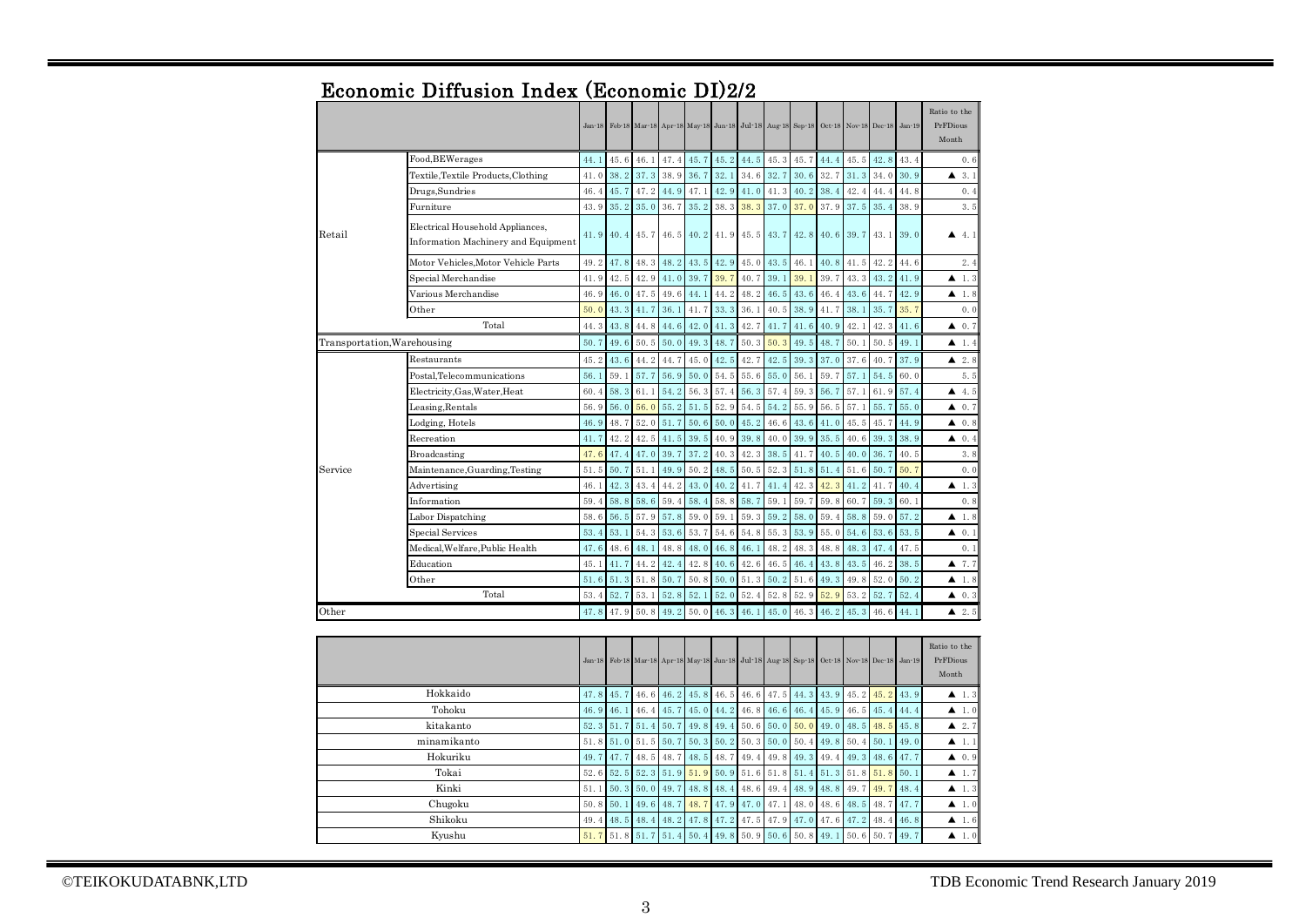# Economic Diffusion Index (Economic DI)2/2

| | | Jan-18 | Feb-18 | Mar-18 | Apr-18 | May-18 | Jun-18 | Jul-18 | Aug-18 | Sep-18 | Oct-18 | Nov-18 | Dec-18 | Jan-19 | Ratio to the PrFDious Month |
|---|---|---|---|---|---|---|---|---|---|---|---|---|---|---|---|
| Retail | Food,BEWerages | 44.1 | 45.6 | 46.1 | 47.4 | 45.7 | 45.2 | 44.5 | 45.3 | 45.7 | 44.4 | 45.5 | 42.8 | 43.4 | 0.6 |
| | Textile,Textile Products,Clothing | 41.0 | 38.2 | 37.3 | 38.9 | 36.7 | 32.1 | 34.6 | 32.7 | 30.6 | 32.7 | 31.3 | 34.0 | 30.9 | ▲ 3.1 |
| | Drugs,Sundries | 46.4 | 45.7 | 47.2 | 44.9 | 47.1 | 42.9 | 41.0 | 41.3 | 40.2 | 38.4 | 42.4 | 44.4 | 44.8 | 0.4 |
| | Furniture | 43.9 | 35.2 | 35.0 | 36.7 | 35.2 | 38.3 | 38.3 | 37.0 | 37.0 | 37.9 | 37.5 | 35.4 | 38.9 | 3.5 |
| | Electrical Household Appliances, Information Machinery and Equipment | 41.9 | 40.4 | 45.7 | 46.5 | 40.2 | 41.9 | 45.5 | 43.7 | 42.8 | 40.6 | 39.7 | 43.1 | 39.0 | ▲ 4.1 |
| | Motor Vehicles,Motor Vehicle Parts | 49.2 | 47.8 | 48.3 | 48.2 | 43.5 | 42.9 | 45.0 | 43.5 | 46.1 | 40.8 | 41.5 | 42.2 | 44.6 | 2.4 |
| | Special Merchandise | 41.9 | 42.5 | 42.9 | 41.0 | 39.7 | 39.7 | 40.7 | 39.1 | 39.1 | 39.7 | 43.3 | 43.2 | 41.9 | ▲ 1.3 |
| | Various Merchandise | 46.9 | 46.0 | 47.5 | 49.6 | 44.1 | 44.2 | 48.2 | 46.5 | 43.6 | 46.4 | 43.6 | 44.7 | 42.9 | ▲ 1.8 |
| | Other | 50.0 | 43.3 | 41.7 | 36.1 | 41.7 | 33.3 | 36.1 | 40.5 | 38.9 | 41.7 | 38.1 | 35.7 | 35.7 | 0.0 |
| | Total | 44.3 | 43.8 | 44.8 | 44.6 | 42.0 | 41.3 | 42.7 | 41.7 | 41.6 | 40.9 | 42.1 | 42.3 | 41.6 | ▲ 0.7 |
| Transportation,Warehousing | | 50.7 | 49.6 | 50.5 | 50.0 | 49.3 | 48.7 | 50.3 | 50.3 | 49.5 | 48.7 | 50.1 | 50.5 | 49.1 | ▲ 1.4 |
| Service | Restaurants | 45.2 | 43.6 | 44.2 | 44.7 | 45.0 | 42.5 | 42.7 | 42.5 | 39.3 | 37.0 | 37.6 | 40.7 | 37.9 | ▲ 2.8 |
| | Postal,Telecommunications | 56.1 | 59.1 | 57.7 | 56.9 | 50.0 | 54.5 | 55.6 | 55.0 | 56.1 | 59.7 | 57.1 | 54.5 | 60.0 | 5.5 |
| | Electricity,Gas,Water,Heat | 60.4 | 58.3 | 61.1 | 54.2 | 56.3 | 57.4 | 56.3 | 57.4 | 59.3 | 56.7 | 57.1 | 61.9 | 57.4 | ▲ 4.5 |
| | Leasing,Rentals | 56.9 | 56.0 | 56.0 | 55.2 | 51.5 | 52.9 | 54.5 | 54.2 | 55.9 | 56.5 | 57.1 | 55.7 | 55.0 | ▲ 0.7 |
| | Lodging, Hotels | 46.9 | 48.7 | 52.0 | 51.7 | 50.6 | 50.0 | 45.2 | 46.6 | 43.6 | 41.0 | 45.5 | 45.7 | 44.9 | ▲ 0.8 |
| | Recreation | 41.7 | 42.2 | 42.5 | 41.5 | 39.5 | 40.9 | 39.8 | 40.0 | 39.9 | 35.5 | 40.6 | 39.3 | 38.9 | ▲ 0.4 |
| | Broadcasting | 47.6 | 47.4 | 47.0 | 39.7 | 37.2 | 40.3 | 42.3 | 38.5 | 41.7 | 40.5 | 40.0 | 36.7 | 40.5 | 3.8 |
| | Maintenance,Guarding,Testing | 51.5 | 50.7 | 51.1 | 49.9 | 50.2 | 48.5 | 50.5 | 52.3 | 51.8 | 51.4 | 51.6 | 50.7 | 50.7 | 0.0 |
| | Advertising | 46.1 | 42.3 | 43.4 | 44.2 | 43.0 | 40.2 | 41.7 | 41.4 | 42.3 | 42.3 | 41.2 | 41.7 | 40.4 | ▲ 1.3 |
| | Information | 59.4 | 58.8 | 58.6 | 59.4 | 58.4 | 58.8 | 58.7 | 59.1 | 59.7 | 59.8 | 60.7 | 59.3 | 60.1 | 0.8 |
| | Labor Dispatching | 58.6 | 56.5 | 57.9 | 57.8 | 59.0 | 59.1 | 59.3 | 59.2 | 58.0 | 59.4 | 58.8 | 59.0 | 57.2 | ▲ 1.8 |
| | Special Services | 53.4 | 53.1 | 54.3 | 53.6 | 53.7 | 54.6 | 54.8 | 55.3 | 53.9 | 55.0 | 54.6 | 53.6 | 53.5 | ▲ 0.1 |
| | Medical,Welfare,Public Health | 47.6 | 48.6 | 48.1 | 48.8 | 48.0 | 46.8 | 46.1 | 48.2 | 48.3 | 48.8 | 48.3 | 47.4 | 47.5 | 0.1 |
| | Education | 45.1 | 41.7 | 44.2 | 42.4 | 42.8 | 40.6 | 42.6 | 46.5 | 46.4 | 43.8 | 43.5 | 46.2 | 38.5 | ▲ 7.7 |
| | Other | 51.6 | 51.3 | 51.8 | 50.7 | 50.8 | 50.0 | 51.3 | 50.2 | 51.6 | 49.3 | 49.8 | 52.0 | 50.2 | ▲ 1.8 |
| | Total | 53.4 | 52.7 | 53.1 | 52.8 | 52.1 | 52.0 | 52.4 | 52.8 | 52.9 | 52.9 | 53.2 | 52.7 | 52.4 | ▲ 0.3 |
| Other | | 47.8 | 47.9 | 50.8 | 49.2 | 50.0 | 46.3 | 46.1 | 45.0 | 46.3 | 46.2 | 45.3 | 46.6 | 44.1 | ▲ 2.5 |

| | Jan-18 | Feb-18 | Mar-18 | Apr-18 | May-18 | Jun-18 | Jul-18 | Aug-18 | Sep-18 | Oct-18 | Nov-18 | Dec-18 | Jan-19 | Ratio to the PrFDious Month |
|---|---|---|---|---|---|---|---|---|---|---|---|---|---|---|
| Hokkaido | 47.8 | 45.7 | 46.6 | 46.2 | 45.8 | 46.5 | 46.6 | 47.5 | 44.3 | 43.9 | 45.2 | 45.2 | 43.9 | ▲ 1.3 |
| Tohoku | 46.9 | 46.1 | 46.4 | 45.7 | 45.0 | 44.2 | 46.8 | 46.6 | 46.4 | 45.9 | 46.5 | 45.4 | 44.4 | ▲ 1.0 |
| kitakanto | 52.3 | 51.7 | 51.4 | 50.7 | 49.8 | 49.4 | 50.6 | 50.0 | 50.0 | 49.0 | 48.5 | 48.5 | 45.8 | ▲ 2.7 |
| minamikanto | 51.8 | 51.0 | 51.5 | 50.7 | 50.3 | 50.2 | 50.3 | 50.0 | 50.4 | 49.8 | 50.4 | 50.1 | 49.0 | ▲ 1.1 |
| Hokuriku | 49.7 | 47.7 | 48.5 | 48.7 | 48.5 | 48.7 | 49.4 | 49.8 | 49.3 | 49.4 | 49.3 | 48.6 | 47.7 | ▲ 0.9 |
| Tokai | 52.6 | 52.5 | 52.3 | 51.9 | 51.9 | 50.9 | 51.6 | 51.8 | 51.4 | 51.3 | 51.8 | 51.8 | 50.1 | ▲ 1.7 |
| Kinki | 51.1 | 50.3 | 50.0 | 49.7 | 48.8 | 48.4 | 48.6 | 49.4 | 48.9 | 48.8 | 49.7 | 49.7 | 48.4 | ▲ 1.3 |
| Chugoku | 50.8 | 50.1 | 49.6 | 48.7 | 48.7 | 47.9 | 47.0 | 47.1 | 48.0 | 48.6 | 48.5 | 48.7 | 47.7 | ▲ 1.0 |
| Shikoku | 49.4 | 48.5 | 48.4 | 48.2 | 47.8 | 47.2 | 47.5 | 47.9 | 47.0 | 47.6 | 47.2 | 48.4 | 46.8 | ▲ 1.6 |
| Kyushu | 51.7 | 51.8 | 51.7 | 51.4 | 50.4 | 49.8 | 50.9 | 50.6 | 50.8 | 49.1 | 50.6 | 50.7 | 49.7 | ▲ 1.0 |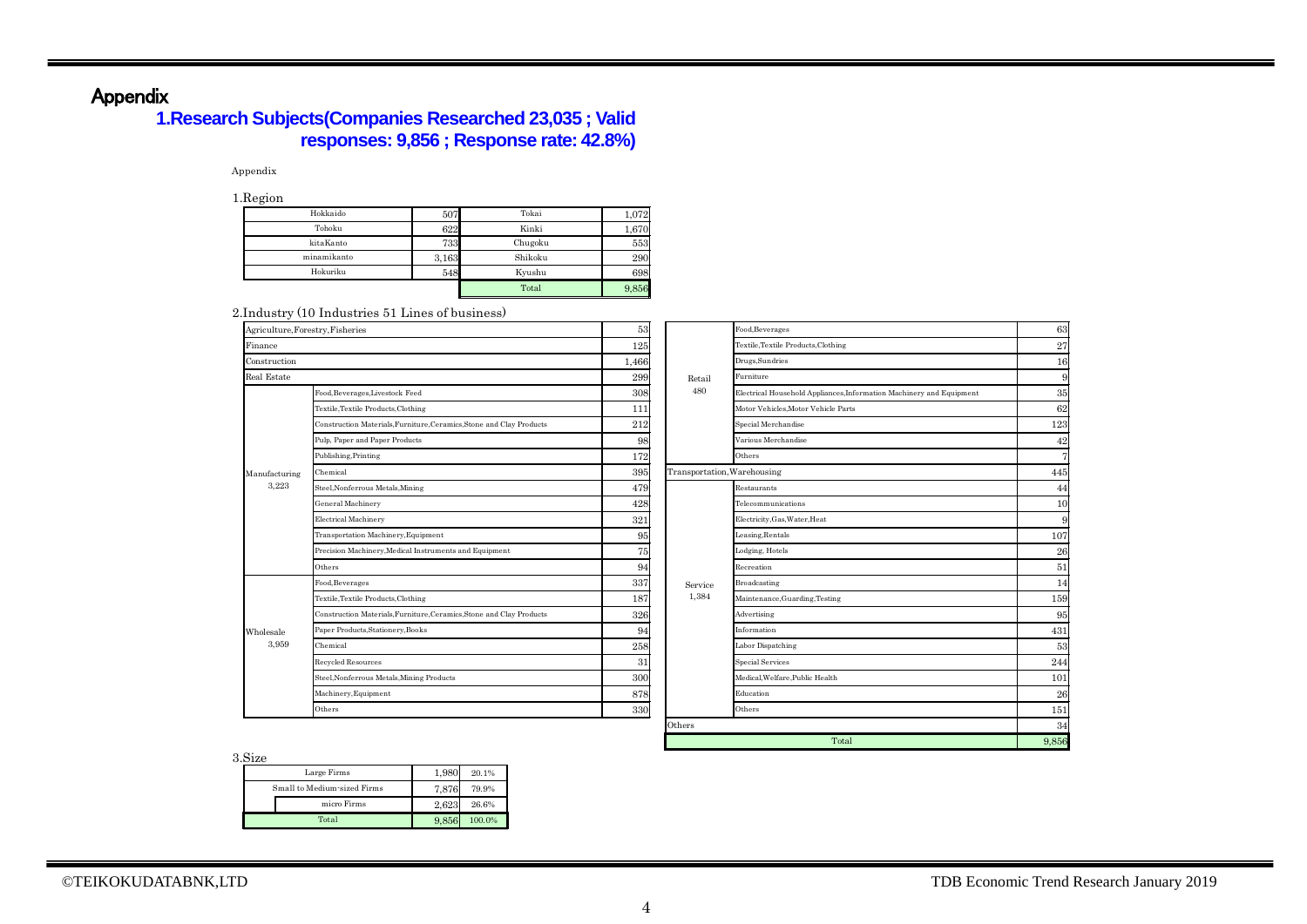# Appendix

## 1.Research Subjects(Companies Researched 23,035 ; Valid responses: 9,856 ; Response rate: 42.8%)

Appendix

1.Region

| Region | Count | Region | Count |
|---|---|---|---|
| Hokkaido | 507 | Tokai | 1,072 |
| Tohoku | 622 | Kinki | 1,670 |
| kitaKanto | 733 | Chugoku | 553 |
| minamikanto | 3,163 | Shikoku | 290 |
| Hokuriku | 548 | Kyushu | 698 |
| | | Total | 9,856 |

2.Industry (10 Industries 51 Lines of business)

| Industry | Line of business | Count |
|---|---|---|
| Agriculture,Forestry,Fisheries | | 53 |
| Finance | | 125 |
| Construction | | 1,466 |
| Real Estate | | 299 |
| Manufacturing 3,223 | Food,Beverages,Livestock Feed | 308 |
| | Textile,Textile Products,Clothing | 111 |
| | Construction Materials,Furniture,Ceramics,Stone and Clay Products | 212 |
| | Pulp, Paper and Paper Products | 98 |
| | Publishing,Printing | 172 |
| | Chemical | 395 |
| | Steel,Nonferrous Metals,Mining | 479 |
| | General Machinery | 428 |
| | Electrical Machinery | 321 |
| | Transportation Machinery,Equipment | 95 |
| | Precision Machinery,Medical Instruments and Equipment | 75 |
| | Others | 94 |
| Wholesale 3,959 | Food,Beverages | 337 |
| | Textile,Textile Products,Clothing | 187 |
| | Construction Materials,Furniture,Ceramics,Stone and Clay Products | 326 |
| | Paper Products,Stationery,Books | 94 |
| | Chemical | 258 |
| | Recycled Resources | 31 |
| | Steel,Nonferrous Metals,Mining Products | 300 |
| | Machinery,Equipment | 878 |
| | Others | 330 |
| Retail 480 | Food,Beverages | 63 |
| | Textile,Textile Products,Clothing | 27 |
| | Drugs,Sundries | 16 |
| | Furniture | 9 |
| | Electrical Household Appliances,Information Machinery and Equipment | 35 |
| | Motor Vehicles,Motor Vehicle Parts | 62 |
| | Special Merchandise | 123 |
| | Various Merchandise | 42 |
| | Others | 7 |
| Transportation,Warehousing | | 445 |
| Service 1,384 | Restaurants | 44 |
| | Telecommunications | 10 |
| | Electricity,Gas,Water,Heat | 9 |
| | Leasing,Rentals | 107 |
| | Lodging, Hotels | 26 |
| | Recreation | 51 |
| | Broadcasting | 14 |
| | Maintenance,Guarding,Testing | 159 |
| | Advertising | 95 |
| | Information | 431 |
| | Labor Dispatching | 53 |
| | Special Services | 244 |
| | Medical,Welfare,Public Health | 101 |
| | Education | 26 |
| | Others | 151 |
| Others | | 34 |
| Total | | 9,856 |

3.Size

| Size | Count | Share |
|---|---|---|
| Large Firms | 1,980 | 20.1% |
| Small to Medium-sized Firms | 7,876 | 79.9% |
| micro Firms | 2,623 | 26.6% |
| Total | 9,856 | 100.0% |

©TEIKOKUDATABNK,LTD

TDB Economic Trend Research January 2019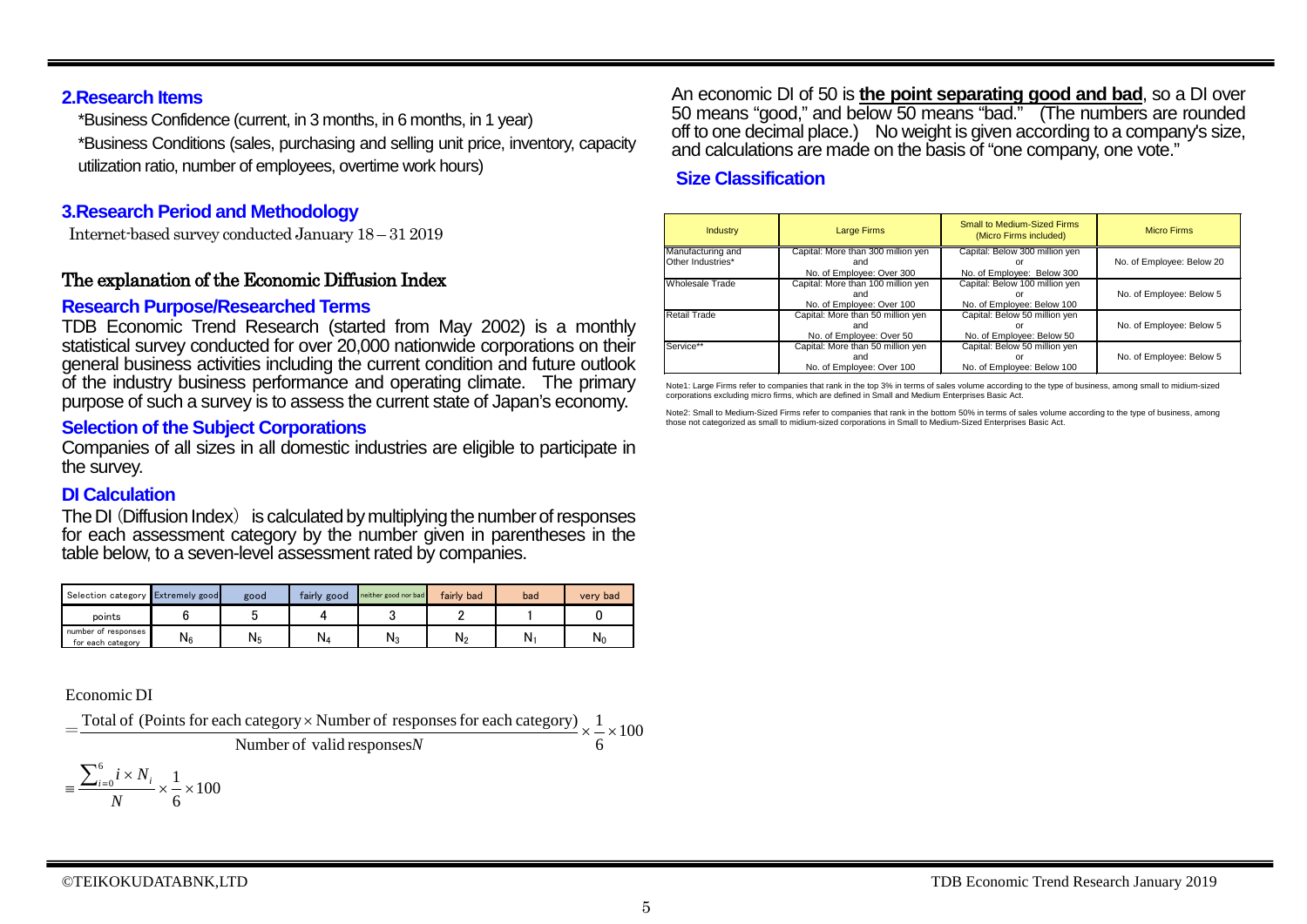## 2.Research Items

*Business Confidence (current, in 3 months, in 6 months, in 1 year)

*Business Conditions (sales, purchasing and selling unit price, inventory, capacity utilization ratio, number of employees, overtime work hours)

## 3.Research Period and Methodology

Internet-based survey conducted January 18 – 31 2019

## The explanation of the Economic Diffusion Index

### Research Purpose/Researched Terms

TDB Economic Trend Research (started from May 2002) is a monthly statistical survey conducted for over 20,000 nationwide corporations on their general business activities including the current condition and future outlook of the industry business performance and operating climate. The primary purpose of such a survey is to assess the current state of Japan's economy.

### Selection of the Subject Corporations

Companies of all sizes in all domestic industries are eligible to participate in the survey.

### DI Calculation

The DI (Diffusion Index) is calculated by multiplying the number of responses for each assessment category by the number given in parentheses in the table below, to a seven-level assessment rated by companies.

| Selection category | Extremely good | good | fairly good | neither good nor bad | fairly bad | bad | very bad |
|---|---|---|---|---|---|---|---|
| points | 6 | 5 | 4 | 3 | 2 | 1 | 0 |
| number of responses for each category | $N_6$ | $N_5$ | $N_4$ | $N_3$ | $N_2$ | $N_1$ | $N_0$ |

Economic DI

$$= \frac{\text{Total of (Points for each category} \times \text{Number of responses for each category)}}{\text{Number of valid responses} N} \times \frac{1}{6} \times 100$$

$$\equiv \frac{\sum_{i=0}^{6} i \times N_i}{N} \times \frac{1}{6} \times 100$$

An economic DI of 50 is **the point separating good and bad**, so a DI over 50 means "good," and below 50 means "bad." (The numbers are rounded off to one decimal place.) No weight is given according to a company's size, and calculations are made on the basis of "one company, one vote."

### Size Classification

| Industry | Large Firms | Small to Medium-Sized Firms (Micro Firms included) | Micro Firms |
|---|---|---|---|
| Manufacturing and Other Industries* | Capital: More than 300 million yen and No. of Employee: Over 300 | Capital: Below 300 million yen or No. of Employee: Below 300 | No. of Employee: Below 20 |
| Wholesale Trade | Capital: More than 100 million yen and No. of Employee: Over 100 | Capital: Below 100 million yen or No. of Employee: Below 100 | No. of Employee: Below 5 |
| Retail Trade | Capital: More than 50 million yen and No. of Employee: Over 50 | Capital: Below 50 million yen or No. of Employee: Below 50 | No. of Employee: Below 5 |
| Service** | Capital: More than 50 million yen and No. of Employee: Over 100 | Capital: Below 50 million yen or No. of Employee: Below 100 | No. of Employee: Below 5 |

Note1: Large Firms refer to companies that rank in the top 3% in terms of sales volume according to the type of business, among small to midium-sized corporations excluding micro firms, which are defined in Small and Medium Enterprises Basic Act.

Note2: Small to Medium-Sized Firms refer to companies that rank in the bottom 50% in terms of sales volume according to the type of business, among those not categorized as small to midium-sized corporations in Small to Medium-Sized Enterprises Basic Act.